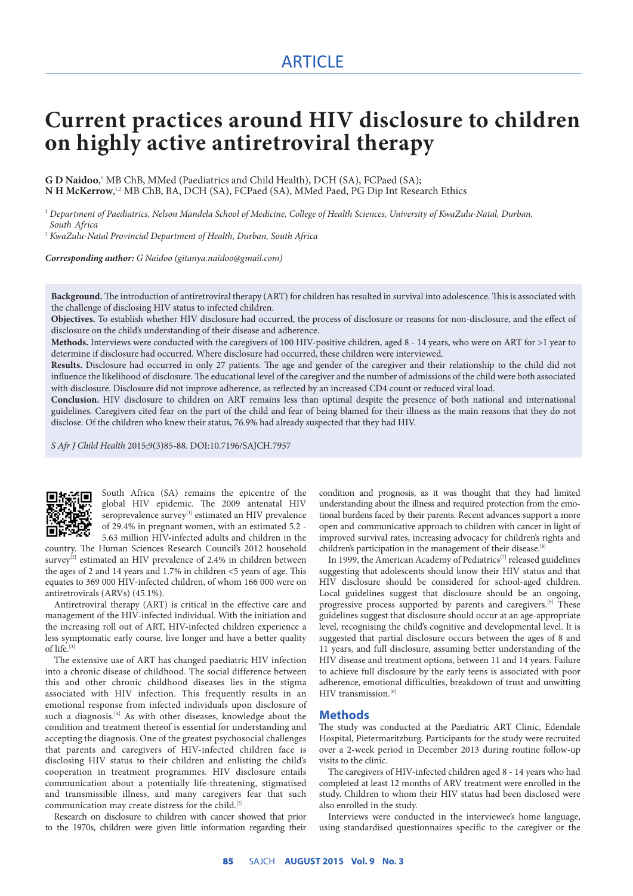ARTICLE

# Current practices around HIV disclosure to children on highly active antiretroviral therapy

**G D Naidoo**,[1] MB ChB, MMed (Paediatrics and Child Health), DCH (SA), FCPaed (SA);
**N H McKerrow**,[1,2] MB ChB, BA, DCH (SA), FCPaed (SA), MMed Paed, PG Dip Int Research Ethics

[1] *Department of Paediatrics, Nelson Mandela School of Medicine, College of Health Sciences, University of KwaZulu-Natal, Durban, South Africa*
[2] *KwaZulu-Natal Provincial Department of Health, Durban, South Africa*

***Corresponding author:*** *G Naidoo (gitanya.naidoo@gmail.com)*

**Background.** The introduction of antiretroviral therapy (ART) for children has resulted in survival into adolescence. This is associated with the challenge of disclosing HIV status to infected children.

**Objectives.** To establish whether HIV disclosure had occurred, the process of disclosure or reasons for non-disclosure, and the effect of disclosure on the child's understanding of their disease and adherence.

**Methods.** Interviews were conducted with the caregivers of 100 HIV-positive children, aged 8 - 14 years, who were on ART for >1 year to determine if disclosure had occurred. Where disclosure had occurred, these children were interviewed.

**Results.** Disclosure had occurred in only 27 patients. The age and gender of the caregiver and their relationship to the child did not influence the likelihood of disclosure. The educational level of the caregiver and the number of admissions of the child were both associated with disclosure. Disclosure did not improve adherence, as reflected by an increased CD4 count or reduced viral load.

**Conclusion.** HIV disclosure to children on ART remains less than optimal despite the presence of both national and international guidelines. Caregivers cited fear on the part of the child and fear of being blamed for their illness as the main reasons that they do not disclose. Of the children who knew their status, 76.9% had already suspected that they had HIV.

*S Afr J Child Health* 2015;9(3)85-88. DOI:10.7196/SAJCH.7957

South Africa (SA) remains the epicentre of the global HIV epidemic. The 2009 antenatal HIV seroprevalence survey[1] estimated an HIV prevalence of 29.4% in pregnant women, with an estimated 5.2 - 5.63 million HIV-infected adults and children in the country. The Human Sciences Research Council's 2012 household survey[2] estimated an HIV prevalence of 2.4% in children between the ages of 2 and 14 years and 1.7% in children <5 years of age. This equates to 369 000 HIV-infected children, of whom 166 000 were on antiretrovirals (ARVs) (45.1%).

Antiretroviral therapy (ART) is critical in the effective care and management of the HIV-infected individual. With the initiation and the increasing roll out of ART, HIV-infected children experience a less symptomatic early course, live longer and have a better quality of life.[3]

The extensive use of ART has changed paediatric HIV infection into a chronic disease of childhood. The social difference between this and other chronic childhood diseases lies in the stigma associated with HIV infection. This frequently results in an emotional response from infected individuals upon disclosure of such a diagnosis.[4] As with other diseases, knowledge about the condition and treatment thereof is essential for understanding and accepting the diagnosis. One of the greatest psychosocial challenges that parents and caregivers of HIV-infected children face is disclosing HIV status to their children and enlisting the child's cooperation in treatment programmes. HIV disclosure entails communication about a potentially life-threatening, stigmatised and transmissible illness, and many caregivers fear that such communication may create distress for the child.[5]

Research on disclosure to children with cancer showed that prior to the 1970s, children were given little information regarding their condition and prognosis, as it was thought that they had limited understanding about the illness and required protection from the emotional burdens faced by their parents. Recent advances support a more open and communicative approach to children with cancer in light of improved survival rates, increasing advocacy for children's rights and children's participation in the management of their disease.[6]

In 1999, the American Academy of Pediatrics[7] released guidelines suggesting that adolescents should know their HIV status and that HIV disclosure should be considered for school-aged children. Local guidelines suggest that disclosure should be an ongoing, progressive process supported by parents and caregivers.[8] These guidelines suggest that disclosure should occur at an age-appropriate level, recognising the child's cognitive and developmental level. It is suggested that partial disclosure occurs between the ages of 8 and 11 years, and full disclosure, assuming better understanding of the HIV disease and treatment options, between 11 and 14 years. Failure to achieve full disclosure by the early teens is associated with poor adherence, emotional difficulties, breakdown of trust and unwitting HIV transmission.[6]

## Methods

The study was conducted at the Paediatric ART Clinic, Edendale Hospital, Pietermaritzburg. Participants for the study were recruited over a 2-week period in December 2013 during routine follow-up visits to the clinic.

The caregivers of HIV-infected children aged 8 - 14 years who had completed at least 12 months of ARV treatment were enrolled in the study. Children to whom their HIV status had been disclosed were also enrolled in the study.

Interviews were conducted in the interviewee's home language, using standardised questionnaires specific to the caregiver or the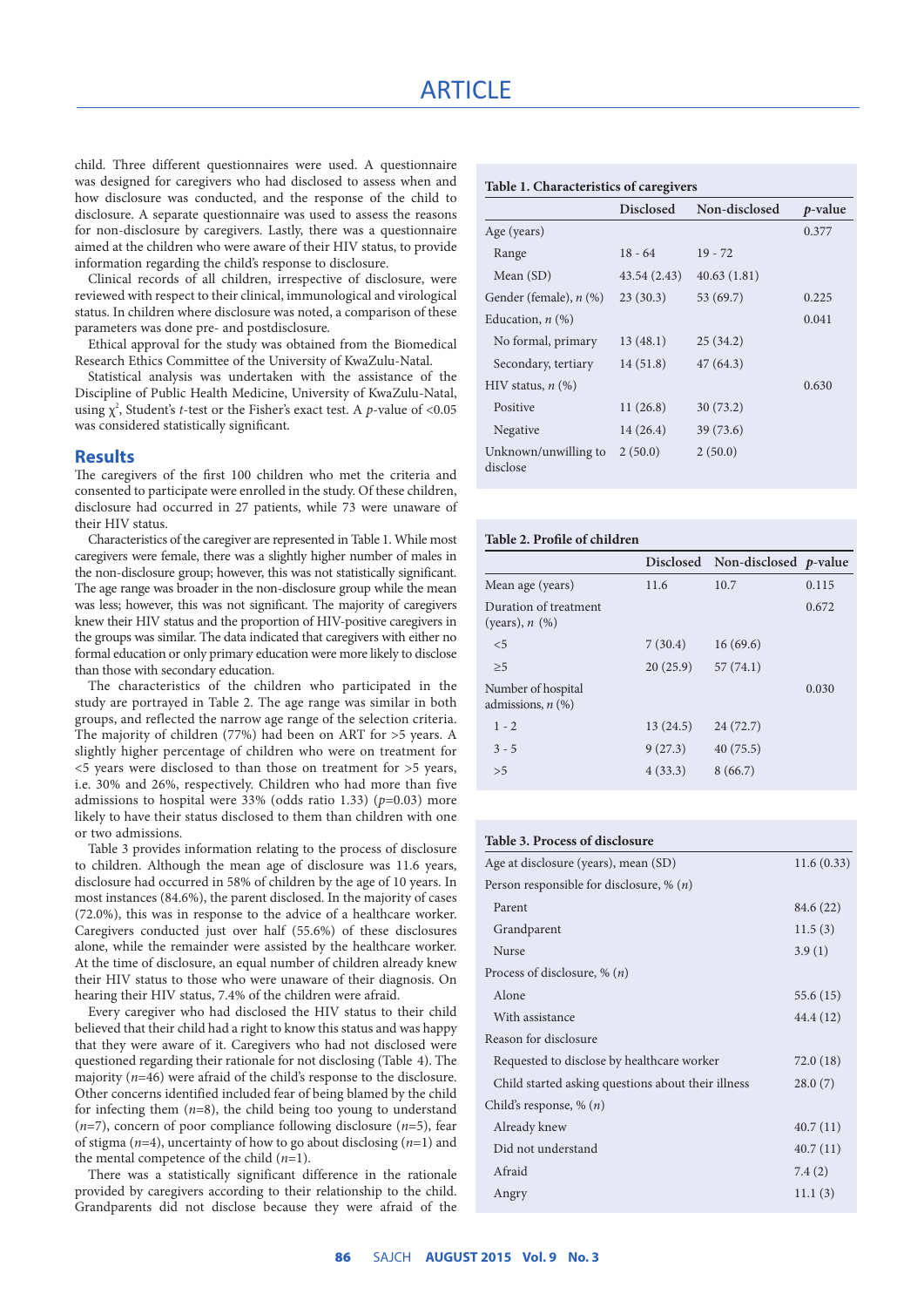child. Three different questionnaires were used. A questionnaire was designed for caregivers who had disclosed to assess when and how disclosure was conducted, and the response of the child to disclosure. A separate questionnaire was used to assess the reasons for non-disclosure by caregivers. Lastly, there was a questionnaire aimed at the children who were aware of their HIV status, to provide information regarding the child's response to disclosure.

Clinical records of all children, irrespective of disclosure, were reviewed with respect to their clinical, immunological and virological status. In children where disclosure was noted, a comparison of these parameters was done pre- and postdisclosure.

Ethical approval for the study was obtained from the Biomedical Research Ethics Committee of the University of KwaZulu-Natal.

Statistical analysis was undertaken with the assistance of the Discipline of Public Health Medicine, University of KwaZulu-Natal, using $\chi^2$, Student's *t*-test or the Fisher's exact test. A *p*-value of $<0.05$ was considered statistically significant.

## Results

The caregivers of the first 100 children who met the criteria and consented to participate were enrolled in the study. Of these children, disclosure had occurred in 27 patients, while 73 were unaware of their HIV status.

Characteristics of the caregiver are represented in Table 1. While most caregivers were female, there was a slightly higher number of males in the non-disclosure group; however, this was not statistically significant. The age range was broader in the non-disclosure group while the mean was less; however, this was not significant. The majority of caregivers knew their HIV status and the proportion of HIV-positive caregivers in the groups was similar. The data indicated that caregivers with either no formal education or only primary education were more likely to disclose than those with secondary education.

The characteristics of the children who participated in the study are portrayed in Table 2. The age range was similar in both groups, and reflected the narrow age range of the selection criteria. The majority of children (77%) had been on ART for >5 years. A slightly higher percentage of children who were on treatment for <5 years were disclosed to than those on treatment for >5 years, i.e. 30% and 26%, respectively. Children who had more than five admissions to hospital were 33% (odds ratio 1.33) ($p$=0.03) more likely to have their status disclosed to them than children with one or two admissions.

Table 3 provides information relating to the process of disclosure to children. Although the mean age of disclosure was 11.6 years, disclosure had occurred in 58% of children by the age of 10 years. In most instances (84.6%), the parent disclosed. In the majority of cases (72.0%), this was in response to the advice of a healthcare worker. Caregivers conducted just over half (55.6%) of these disclosures alone, while the remainder were assisted by the healthcare worker. At the time of disclosure, an equal number of children already knew their HIV status to those who were unaware of their diagnosis. On hearing their HIV status, 7.4% of the children were afraid.

Every caregiver who had disclosed the HIV status to their child believed that their child had a right to know this status and was happy that they were aware of it. Caregivers who had not disclosed were questioned regarding their rationale for not disclosing (Table 4). The majority ($n$=46) were afraid of the child's response to the disclosure. Other concerns identified included fear of being blamed by the child for infecting them ($n$=8), the child being too young to understand ($n$=7), concern of poor compliance following disclosure ($n$=5), fear of stigma ($n$=4), uncertainty of how to go about disclosing ($n$=1) and the mental competence of the child ($n$=1).

There was a statistically significant difference in the rationale provided by caregivers according to their relationship to the child. Grandparents did not disclose because they were afraid of the

**Table 1. Characteristics of caregivers**

| | Disclosed | Non-disclosed | *p*-value |
|---|---|---|---|
| Age (years) | | | 0.377 |
| Range | 18 - 64 | 19 - 72 | |
| Mean (SD) | 43.54 (2.43) | 40.63 (1.81) | |
| Gender (female), *n* (%) | 23 (30.3) | 53 (69.7) | 0.225 |
| Education, *n* (%) | | | 0.041 |
| No formal, primary | 13 (48.1) | 25 (34.2) | |
| Secondary, tertiary | 14 (51.8) | 47 (64.3) | |
| HIV status, *n* (%) | | | 0.630 |
| Positive | 11 (26.8) | 30 (73.2) | |
| Negative | 14 (26.4) | 39 (73.6) | |
| Unknown/unwilling to disclose | 2 (50.0) | 2 (50.0) | |

**Table 2. Profile of children**

| | Disclosed | Non-disclosed | *p*-value |
|---|---|---|---|
| Mean age (years) | 11.6 | 10.7 | 0.115 |
| Duration of treatment (years), *n* (%) | | | 0.672 |
| <5 | 7 (30.4) | 16 (69.6) | |
| ≥5 | 20 (25.9) | 57 (74.1) | |
| Number of hospital admissions, *n* (%) | | | 0.030 |
| 1 - 2 | 13 (24.5) | 24 (72.7) | |
| 3 - 5 | 9 (27.3) | 40 (75.5) | |
| >5 | 4 (33.3) | 8 (66.7) | |

**Table 3. Process of disclosure**

| | |
|---|---|
| Age at disclosure (years), mean (SD) | 11.6 (0.33) |
| Person responsible for disclosure, % (*n*) | |
| Parent | 84.6 (22) |
| Grandparent | 11.5 (3) |
| Nurse | 3.9 (1) |
| Process of disclosure, % (*n*) | |
| Alone | 55.6 (15) |
| With assistance | 44.4 (12) |
| Reason for disclosure | |
| Requested to disclose by healthcare worker | 72.0 (18) |
| Child started asking questions about their illness | 28.0 (7) |
| Child's response, % (*n*) | |
| Already knew | 40.7 (11) |
| Did not understand | 40.7 (11) |
| Afraid | 7.4 (2) |
| Angry | 11.1 (3) |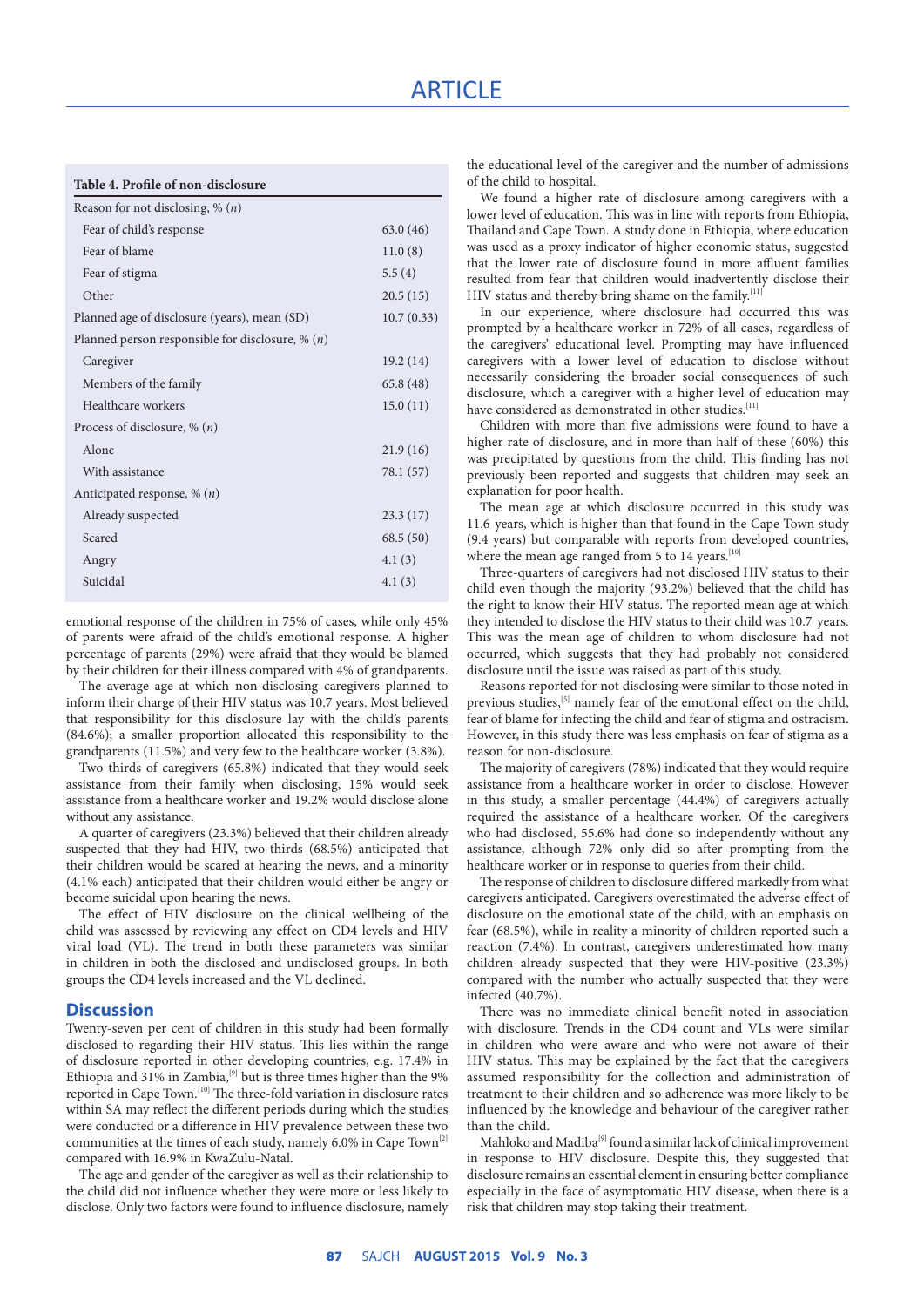**Table 4. Profile of non-disclosure**

| | |
|---|---|
| Reason for not disclosing, % (*n*) | |
| Fear of child's response | 63.0 (46) |
| Fear of blame | 11.0 (8) |
| Fear of stigma | 5.5 (4) |
| Other | 20.5 (15) |
| Planned age of disclosure (years), mean (SD) | 10.7 (0.33) |
| Planned person responsible for disclosure, % (*n*) | |
| Caregiver | 19.2 (14) |
| Members of the family | 65.8 (48) |
| Healthcare workers | 15.0 (11) |
| Process of disclosure, % (*n*) | |
| Alone | 21.9 (16) |
| With assistance | 78.1 (57) |
| Anticipated response, % (*n*) | |
| Already suspected | 23.3 (17) |
| Scared | 68.5 (50) |
| Angry | 4.1 (3) |
| Suicidal | 4.1 (3) |

emotional response of the children in 75% of cases, while only 45% of parents were afraid of the child's emotional response. A higher percentage of parents (29%) were afraid that they would be blamed by their children for their illness compared with 4% of grandparents.

The average age at which non-disclosing caregivers planned to inform their charge of their HIV status was 10.7 years. Most believed that responsibility for this disclosure lay with the child's parents (84.6%); a smaller proportion allocated this responsibility to the grandparents (11.5%) and very few to the healthcare worker (3.8%).

Two-thirds of caregivers (65.8%) indicated that they would seek assistance from their family when disclosing, 15% would seek assistance from a healthcare worker and 19.2% would disclose alone without any assistance.

A quarter of caregivers (23.3%) believed that their children already suspected that they had HIV, two-thirds (68.5%) anticipated that their children would be scared at hearing the news, and a minority (4.1% each) anticipated that their children would either be angry or become suicidal upon hearing the news.

The effect of HIV disclosure on the clinical wellbeing of the child was assessed by reviewing any effect on CD4 levels and HIV viral load (VL). The trend in both these parameters was similar in children in both the disclosed and undisclosed groups. In both groups the CD4 levels increased and the VL declined.

## Discussion

Twenty-seven per cent of children in this study had been formally disclosed to regarding their HIV status. This lies within the range of disclosure reported in other developing countries, e.g. 17.4% in Ethiopia and 31% in Zambia,[9] but is three times higher than the 9% reported in Cape Town.[10] The three-fold variation in disclosure rates within SA may reflect the different periods during which the studies were conducted or a difference in HIV prevalence between these two communities at the times of each study, namely 6.0% in Cape Town[2] compared with 16.9% in KwaZulu-Natal.

The age and gender of the caregiver as well as their relationship to the child did not influence whether they were more or less likely to disclose. Only two factors were found to influence disclosure, namely the educational level of the caregiver and the number of admissions of the child to hospital.

We found a higher rate of disclosure among caregivers with a lower level of education. This was in line with reports from Ethiopia, Thailand and Cape Town. A study done in Ethiopia, where education was used as a proxy indicator of higher economic status, suggested that the lower rate of disclosure found in more affluent families resulted from fear that children would inadvertently disclose their HIV status and thereby bring shame on the family.[11]

In our experience, where disclosure had occurred this was prompted by a healthcare worker in 72% of all cases, regardless of the caregivers' educational level. Prompting may have influenced caregivers with a lower level of education to disclose without necessarily considering the broader social consequences of such disclosure, which a caregiver with a higher level of education may have considered as demonstrated in other studies.[11]

Children with more than five admissions were found to have a higher rate of disclosure, and in more than half of these (60%) this was precipitated by questions from the child. This finding has not previously been reported and suggests that children may seek an explanation for poor health.

The mean age at which disclosure occurred in this study was 11.6 years, which is higher than that found in the Cape Town study (9.4 years) but comparable with reports from developed countries, where the mean age ranged from 5 to 14 years.[10]

Three-quarters of caregivers had not disclosed HIV status to their child even though the majority (93.2%) believed that the child has the right to know their HIV status. The reported mean age at which they intended to disclose the HIV status to their child was 10.7 years. This was the mean age of children to whom disclosure had not occurred, which suggests that they had probably not considered disclosure until the issue was raised as part of this study.

Reasons reported for not disclosing were similar to those noted in previous studies,[5] namely fear of the emotional effect on the child, fear of blame for infecting the child and fear of stigma and ostracism. However, in this study there was less emphasis on fear of stigma as a reason for non-disclosure.

The majority of caregivers (78%) indicated that they would require assistance from a healthcare worker in order to disclose. However in this study, a smaller percentage (44.4%) of caregivers actually required the assistance of a healthcare worker. Of the caregivers who had disclosed, 55.6% had done so independently without any assistance, although 72% only did so after prompting from the healthcare worker or in response to queries from their child.

The response of children to disclosure differed markedly from what caregivers anticipated. Caregivers overestimated the adverse effect of disclosure on the emotional state of the child, with an emphasis on fear (68.5%), while in reality a minority of children reported such a reaction (7.4%). In contrast, caregivers underestimated how many children already suspected that they were HIV-positive (23.3%) compared with the number who actually suspected that they were infected (40.7%).

There was no immediate clinical benefit noted in association with disclosure. Trends in the CD4 count and VLs were similar in children who were aware and who were not aware of their HIV status. This may be explained by the fact that the caregivers assumed responsibility for the collection and administration of treatment to their children and so adherence was more likely to be influenced by the knowledge and behaviour of the caregiver rather than the child.

Mahloko and Madiba[9] found a similar lack of clinical improvement in response to HIV disclosure. Despite this, they suggested that disclosure remains an essential element in ensuring better compliance especially in the face of asymptomatic HIV disease, when there is a risk that children may stop taking their treatment.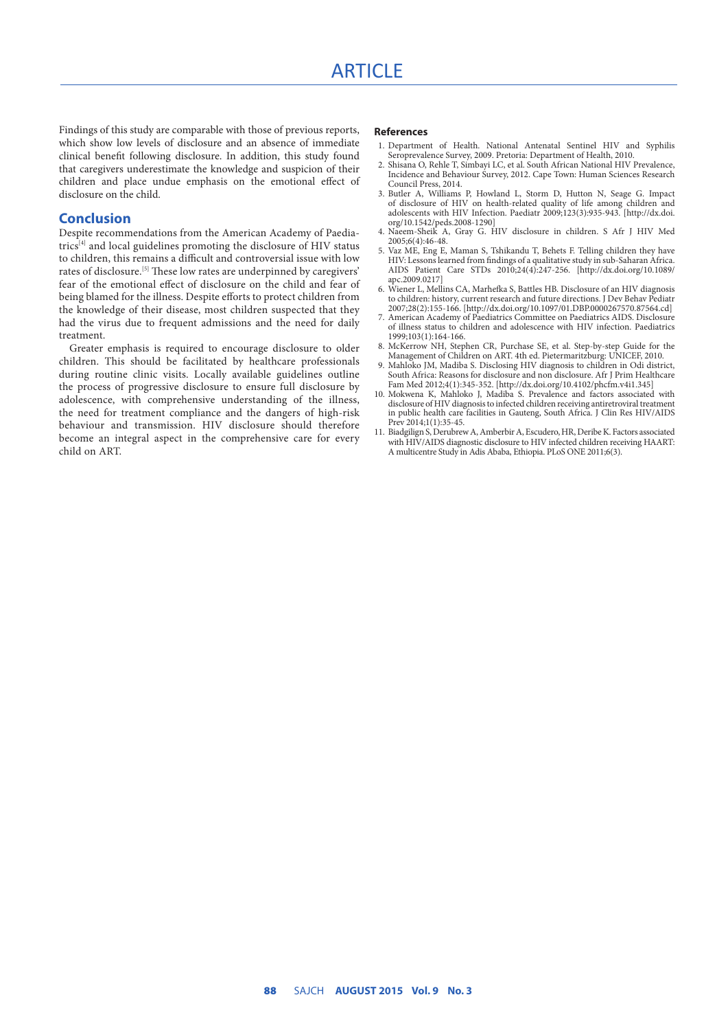Findings of this study are comparable with those of previous reports, which show low levels of disclosure and an absence of immediate clinical benefit following disclosure. In addition, this study found that caregivers underestimate the knowledge and suspicion of their children and place undue emphasis on the emotional effect of disclosure on the child.

## Conclusion

Despite recommendations from the American Academy of Paediatrics[4] and local guidelines promoting the disclosure of HIV status to children, this remains a difficult and controversial issue with low rates of disclosure.[5] These low rates are underpinned by caregivers' fear of the emotional effect of disclosure on the child and fear of being blamed for the illness. Despite efforts to protect children from the knowledge of their disease, most children suspected that they had the virus due to frequent admissions and the need for daily treatment.

Greater emphasis is required to encourage disclosure to older children. This should be facilitated by healthcare professionals during routine clinic visits. Locally available guidelines outline the process of progressive disclosure to ensure full disclosure by adolescence, with comprehensive understanding of the illness, the need for treatment compliance and the dangers of high-risk behaviour and transmission. HIV disclosure should therefore become an integral aspect in the comprehensive care for every child on ART.

### References

1. Department of Health. National Antenatal Sentinel HIV and Syphilis Seroprevalence Survey, 2009. Pretoria: Department of Health, 2010.
2. Shisana O, Rehle T, Simbayi LC, et al. South African National HIV Prevalence, Incidence and Behaviour Survey, 2012. Cape Town: Human Sciences Research Council Press, 2014.
3. Butler A, Williams P, Howland L, Storm D, Hutton N, Seage G. Impact of disclosure of HIV on health-related quality of life among children and adolescents with HIV Infection. Paediatr 2009;123(3):935-943. [http://dx.doi.org/10.1542/peds.2008-1290]
4. Naeem-Sheik A, Gray G. HIV disclosure in children. S Afr J HIV Med 2005;6(4):46-48.
5. Vaz ME, Eng E, Maman S, Tshikandu T, Behets F. Telling children they have HIV: Lessons learned from findings of a qualitative study in sub-Saharan Africa. AIDS Patient Care STDs 2010;24(4):247-256. [http://dx.doi.org/10.1089/apc.2009.0217]
6. Wiener L, Mellins CA, Marhefka S, Battles HB. Disclosure of an HIV diagnosis to children: history, current research and future directions. J Dev Behav Pediatr 2007;28(2):155-166. [http://dx.doi.org/10.1097/01.DBP.0000267570.87564.cd]
7. American Academy of Paediatrics Committee on Paediatrics AIDS. Disclosure of illness status to children and adolescence with HIV infection. Paediatrics 1999;103(1):164-166.
8. McKerrow NH, Stephen CR, Purchase SE, et al. Step-by-step Guide for the Management of Children on ART. 4th ed. Pietermaritzburg: UNICEF, 2010.
9. Mahloko JM, Madiba S. Disclosing HIV diagnosis to children in Odi district, South Africa: Reasons for disclosure and non disclosure. Afr J Prim Healthcare Fam Med 2012;4(1):345-352. [http://dx.doi.org/10.4102/phcfm.v4i1.345]
10. Mokwena K, Mahloko J, Madiba S. Prevalence and factors associated with disclosure of HIV diagnosis to infected children receiving antiretroviral treatment in public health care facilities in Gauteng, South Africa. J Clin Res HIV/AIDS Prev 2014;1(1):35-45.
11. Biadgilign S, Derubrew A, Amberbir A, Escudero, HR, Deribe K. Factors associated with HIV/AIDS diagnostic disclosure to HIV infected children receiving HAART: A multicentre Study in Adis Ababa, Ethiopia. PLoS ONE 2011;6(3).